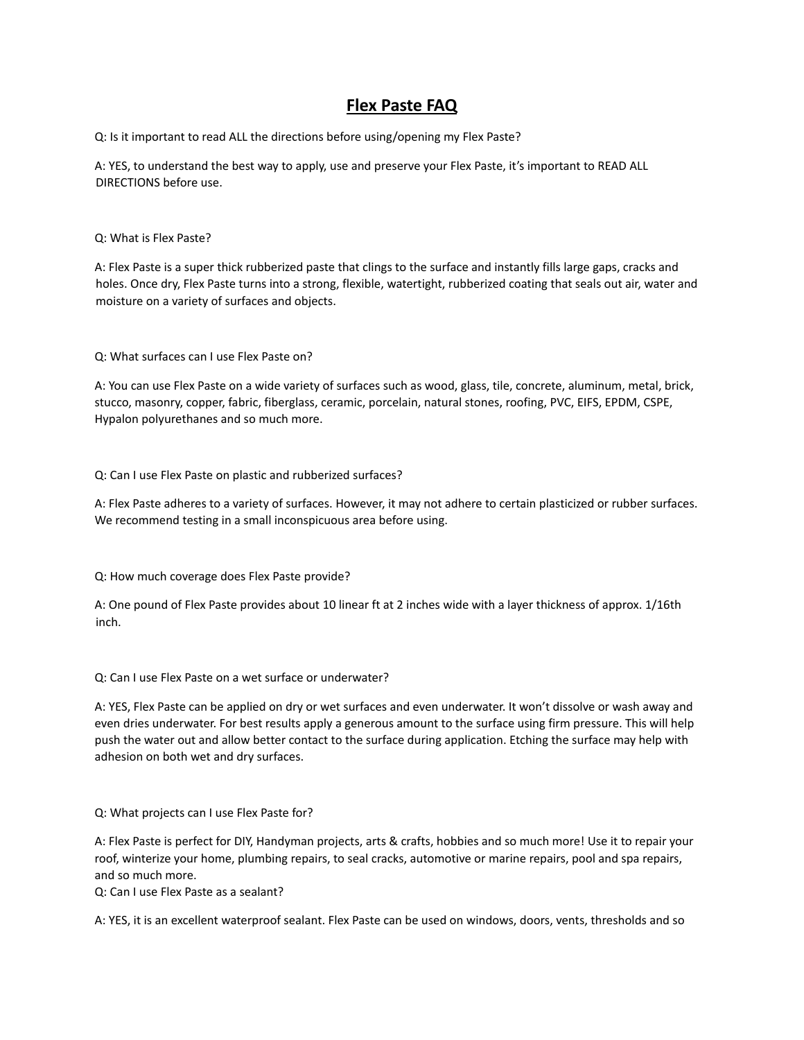# Flex Paste FAQ

Q: Is it important to read ALL the directions before using/opening my Flex Paste?

A: YES, to understand the best way to apply, use and preserve your Flex Paste, it's important to READ ALL DIRECTIONS before use.

Q: What is Flex Paste?

A: Flex Paste is a super thick rubberized paste that clings to the surface and instantly fills large gaps, cracks and holes. Once dry, Flex Paste turns into a strong, flexible, watertight, rubberized coating that seals out air, water and moisture on a variety of surfaces and objects.

Q: What surfaces can I use Flex Paste on?

A: You can use Flex Paste on a wide variety of surfaces such as wood, glass, tile, concrete, aluminum, metal, brick, stucco, masonry, copper, fabric, fiberglass, ceramic, porcelain, natural stones, roofing, PVC, EIFS, EPDM, CSPE, Hypalon polyurethanes and so much more.

Q: Can I use Flex Paste on plastic and rubberized surfaces?

A: Flex Paste adheres to a variety of surfaces. However, it may not adhere to certain plasticized or rubber surfaces. We recommend testing in a small inconspicuous area before using.

Q: How much coverage does Flex Paste provide?

A: One pound of Flex Paste provides about 10 linear ft at 2 inches wide with a layer thickness of approx. 1/16th inch.

Q: Can I use Flex Paste on a wet surface or underwater?

A: YES, Flex Paste can be applied on dry or wet surfaces and even underwater. It won't dissolve or wash away and even dries underwater. For best results apply a generous amount to the surface using firm pressure. This will help push the water out and allow better contact to the surface during application. Etching the surface may help with adhesion on both wet and dry surfaces.

Q: What projects can I use Flex Paste for?

A: Flex Paste is perfect for DIY, Handyman projects, arts & crafts, hobbies and so much more! Use it to repair your roof, winterize your home, plumbing repairs, to seal cracks, automotive or marine repairs, pool and spa repairs, and so much more.

Q: Can I use Flex Paste as a sealant?

A: YES, it is an excellent waterproof sealant. Flex Paste can be used on windows, doors, vents, thresholds and so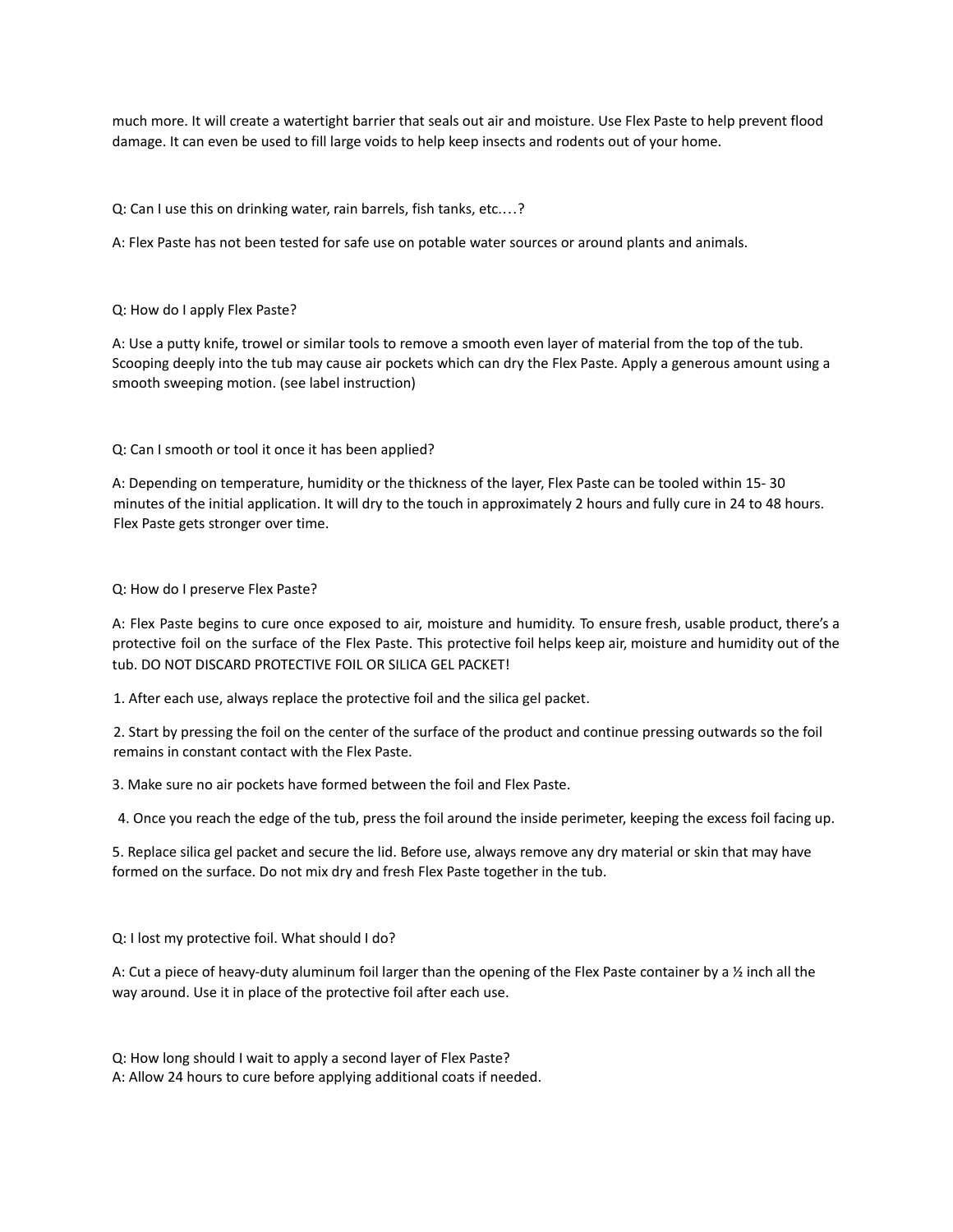much more. It will create a watertight barrier that seals out air and moisture. Use Flex Paste to help prevent flood damage. It can even be used to fill large voids to help keep insects and rodents out of your home.

Q: Can I use this on drinking water, rain barrels, fish tanks, etc.…?

A: Flex Paste has not been tested for safe use on potable water sources or around plants and animals.

Q: How do I apply Flex Paste?

A: Use a putty knife, trowel or similar tools to remove a smooth even layer of material from the top of the tub. Scooping deeply into the tub may cause air pockets which can dry the Flex Paste. Apply a generous amount using a smooth sweeping motion. (see label instruction)

Q: Can I smooth or tool it once it has been applied?

A: Depending on temperature, humidity or the thickness of the layer, Flex Paste can be tooled within 15- 30 minutes of the initial application. It will dry to the touch in approximately 2 hours and fully cure in 24 to 48 hours. Flex Paste gets stronger over time.

Q: How do I preserve Flex Paste?

A: Flex Paste begins to cure once exposed to air, moisture and humidity. To ensure fresh, usable product, there's a protective foil on the surface of the Flex Paste. This protective foil helps keep air, moisture and humidity out of the tub. DO NOT DISCARD PROTECTIVE FOIL OR SILICA GEL PACKET!

1. After each use, always replace the protective foil and the silica gel packet.

2. Start by pressing the foil on the center of the surface of the product and continue pressing outwards so the foil remains in constant contact with the Flex Paste.

3. Make sure no air pockets have formed between the foil and Flex Paste.

4. Once you reach the edge of the tub, press the foil around the inside perimeter, keeping the excess foil facing up.

5. Replace silica gel packet and secure the lid. Before use, always remove any dry material or skin that may have formed on the surface. Do not mix dry and fresh Flex Paste together in the tub.

Q: I lost my protective foil. What should I do?

A: Cut a piece of heavy-duty aluminum foil larger than the opening of the Flex Paste container by a ½ inch all the way around. Use it in place of the protective foil after each use.

Q: How long should I wait to apply a second layer of Flex Paste?
A: Allow 24 hours to cure before applying additional coats if needed.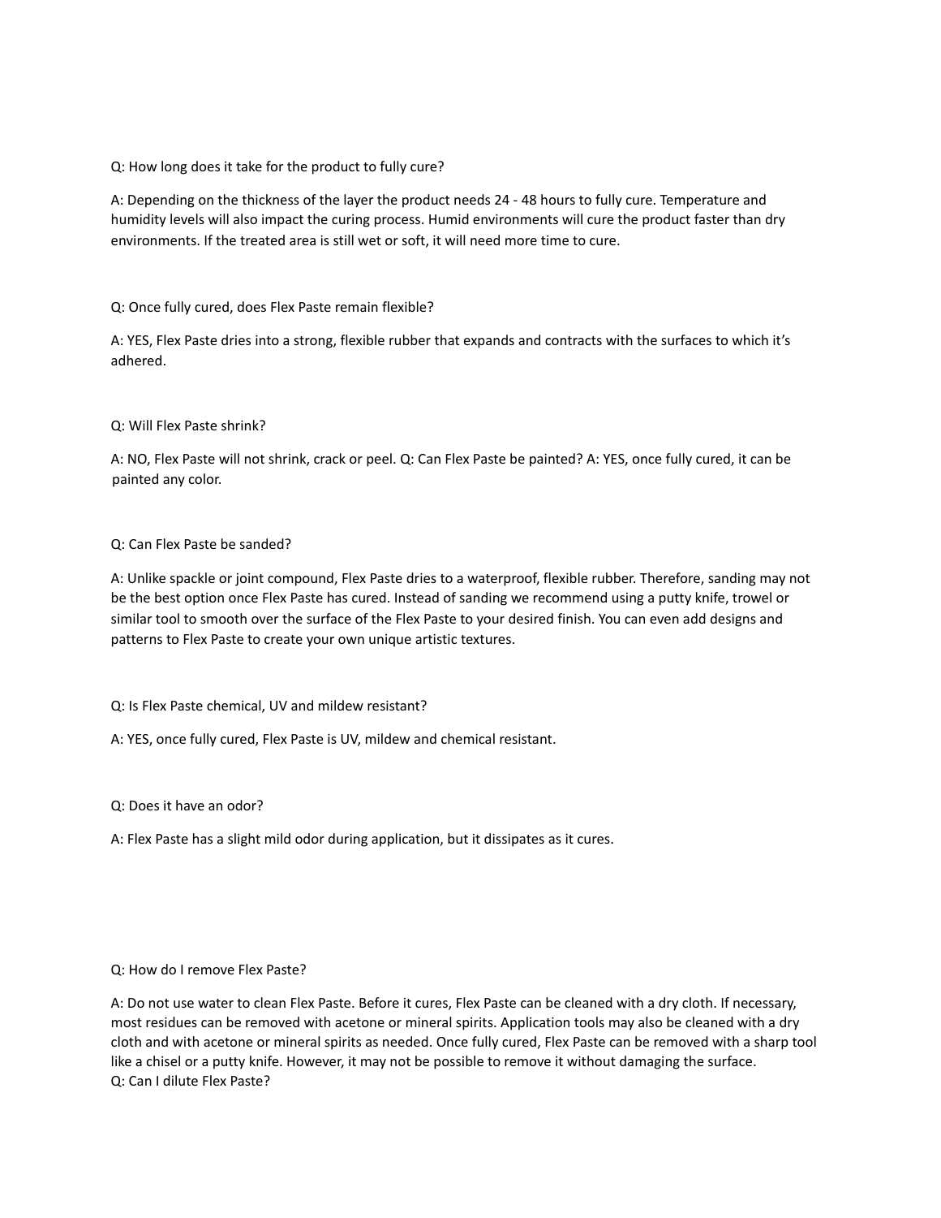Q: How long does it take for the product to fully cure?

A: Depending on the thickness of the layer the product needs 24 - 48 hours to fully cure. Temperature and humidity levels will also impact the curing process. Humid environments will cure the product faster than dry environments. If the treated area is still wet or soft, it will need more time to cure.

Q: Once fully cured, does Flex Paste remain flexible?

A: YES, Flex Paste dries into a strong, flexible rubber that expands and contracts with the surfaces to which it's adhered.

Q: Will Flex Paste shrink?

A: NO, Flex Paste will not shrink, crack or peel. Q: Can Flex Paste be painted? A: YES, once fully cured, it can be painted any color.

Q: Can Flex Paste be sanded?

A: Unlike spackle or joint compound, Flex Paste dries to a waterproof, flexible rubber. Therefore, sanding may not be the best option once Flex Paste has cured. Instead of sanding we recommend using a putty knife, trowel or similar tool to smooth over the surface of the Flex Paste to your desired finish. You can even add designs and patterns to Flex Paste to create your own unique artistic textures.

Q: Is Flex Paste chemical, UV and mildew resistant?

A: YES, once fully cured, Flex Paste is UV, mildew and chemical resistant.

Q: Does it have an odor?

A: Flex Paste has a slight mild odor during application, but it dissipates as it cures.

Q: How do I remove Flex Paste?

A: Do not use water to clean Flex Paste. Before it cures, Flex Paste can be cleaned with a dry cloth. If necessary, most residues can be removed with acetone or mineral spirits. Application tools may also be cleaned with a dry cloth and with acetone or mineral spirits as needed. Once fully cured, Flex Paste can be removed with a sharp tool like a chisel or a putty knife. However, it may not be possible to remove it without damaging the surface.

Q: Can I dilute Flex Paste?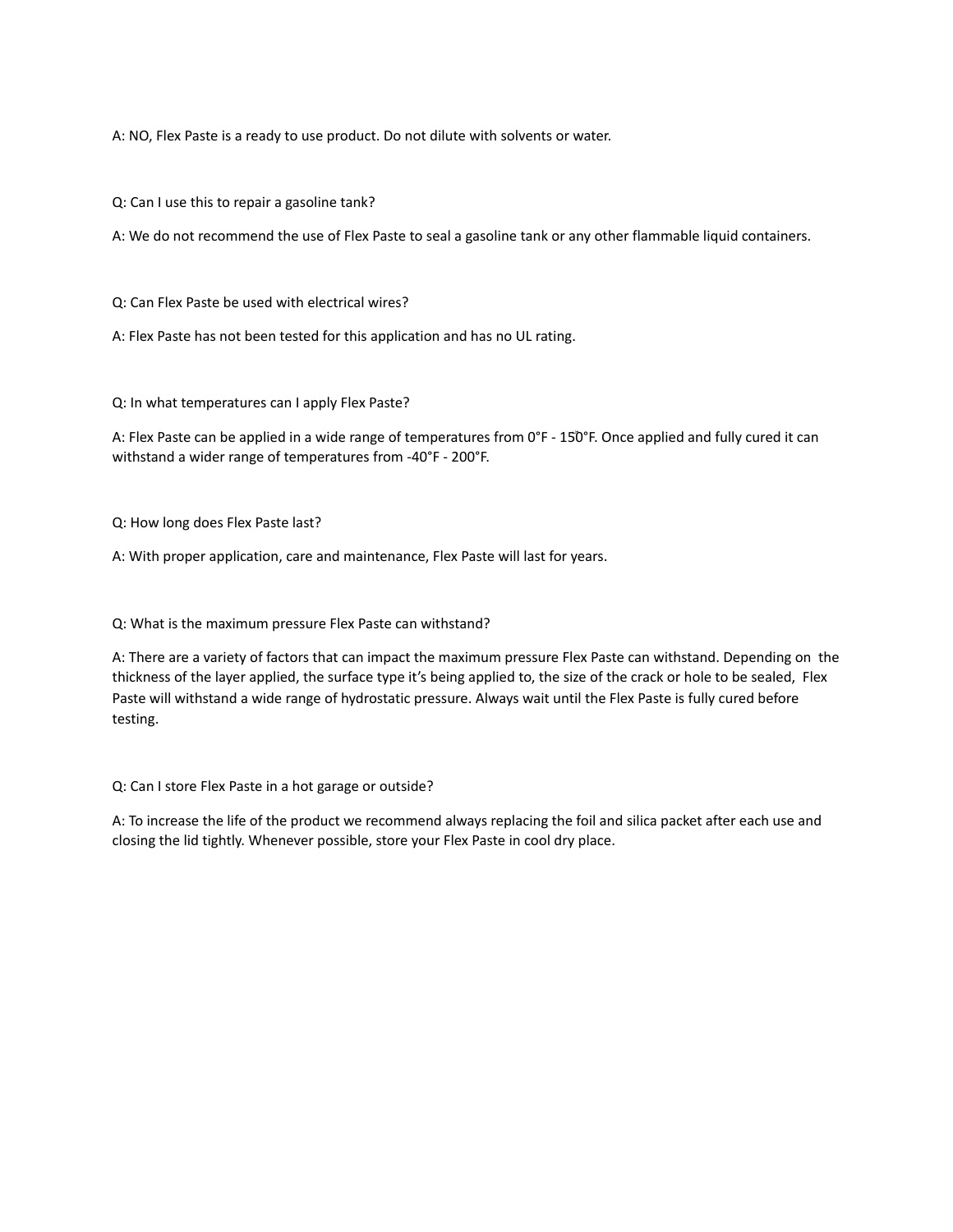A: NO, Flex Paste is a ready to use product. Do not dilute with solvents or water.

Q: Can I use this to repair a gasoline tank?

A: We do not recommend the use of Flex Paste to seal a gasoline tank or any other flammable liquid containers.

Q: Can Flex Paste be used with electrical wires?

A: Flex Paste has not been tested for this application and has no UL rating.

Q: In what temperatures can I apply Flex Paste?

A: Flex Paste can be applied in a wide range of temperatures from 0°F - 150°F. Once applied and fully cured it can withstand a wider range of temperatures from -40°F - 200°F.

Q: How long does Flex Paste last?

A: With proper application, care and maintenance, Flex Paste will last for years.

Q: What is the maximum pressure Flex Paste can withstand?

A: There are a variety of factors that can impact the maximum pressure Flex Paste can withstand. Depending on the thickness of the layer applied, the surface type it's being applied to, the size of the crack or hole to be sealed, Flex Paste will withstand a wide range of hydrostatic pressure. Always wait until the Flex Paste is fully cured before testing.

Q: Can I store Flex Paste in a hot garage or outside?

A: To increase the life of the product we recommend always replacing the foil and silica packet after each use and closing the lid tightly. Whenever possible, store your Flex Paste in cool dry place.